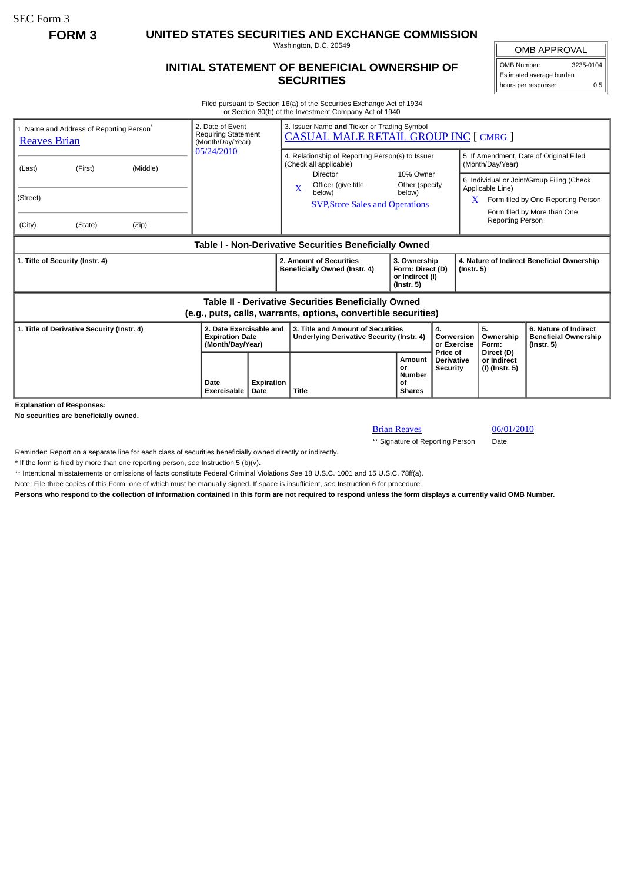SEC Form 3

**FORM 3**

# UNITED STATES SECURITIES AND EXCHANGE COMMISSION

Washington, D.C. 20549

## INITIAL STATEMENT OF BENEFICIAL OWNERSHIP OF SECURITIES

| OMB APPROVAL | |
|---|---|
| OMB Number: | 3235-0104 |
| Estimated average burden | |
| hours per response: | 0.5 |

Filed pursuant to Section 16(a) of the Securities Exchange Act of 1934
or Section 30(h) of the Investment Company Act of 1940

| 1. Name and Address of Reporting Person* | 2. Date of Event Requiring Statement (Month/Day/Year) | 3. Issuer Name **and** Ticker or Trading Symbol |
|---|---|---|
| Reaves Brian | 05/24/2010 | CASUAL MALE RETAIL GROUP INC [ CMRG ] |
| (Last) (First) (Middle) | | 4. Relationship of Reporting Person(s) to Issuer (Check all applicable): Director; 10% Owner; X Officer (give title below); Other (specify below) — SVP,Store Sales and Operations |
| (Street) | | 5. If Amendment, Date of Original Filed (Month/Day/Year) |
| (City) (State) (Zip) | | 6. Individual or Joint/Group Filing (Check Applicable Line): X Form filed by One Reporting Person; Form filed by More than One Reporting Person |

### Table I - Non-Derivative Securities Beneficially Owned

| 1. Title of Security (Instr. 4) | 2. Amount of Securities Beneficially Owned (Instr. 4) | 3. Ownership Form: Direct (D) or Indirect (I) (Instr. 5) | 4. Nature of Indirect Beneficial Ownership (Instr. 5) |
|---|---|---|---|

### Table II - Derivative Securities Beneficially Owned (e.g., puts, calls, warrants, options, convertible securities)

| 1. Title of Derivative Security (Instr. 4) | 2. Date Exercisable and Expiration Date (Month/Day/Year) | | 3. Title and Amount of Securities Underlying Derivative Security (Instr. 4) | | 4. Conversion or Exercise Price of Derivative Security | 5. Ownership Form: Direct (D) or Indirect (I) (Instr. 5) | 6. Nature of Indirect Beneficial Ownership (Instr. 5) |
|---|---|---|---|---|---|---|---|
| | Date Exercisable | Expiration Date | Title | Amount or Number of Shares | | | |

**Explanation of Responses:**

**No securities are beneficially owned.**

| Brian Reaves | 06/01/2010 |
|---|---|
| ** Signature of Reporting Person | Date |

Reminder: Report on a separate line for each class of securities beneficially owned directly or indirectly.

\* If the form is filed by more than one reporting person, *see* Instruction 5 (b)(v).

** Intentional misstatements or omissions of facts constitute Federal Criminal Violations *See* 18 U.S.C. 1001 and 15 U.S.C. 78ff(a).

Note: File three copies of this Form, one of which must be manually signed. If space is insufficient, *see* Instruction 6 for procedure.

**Persons who respond to the collection of information contained in this form are not required to respond unless the form displays a currently valid OMB Number.**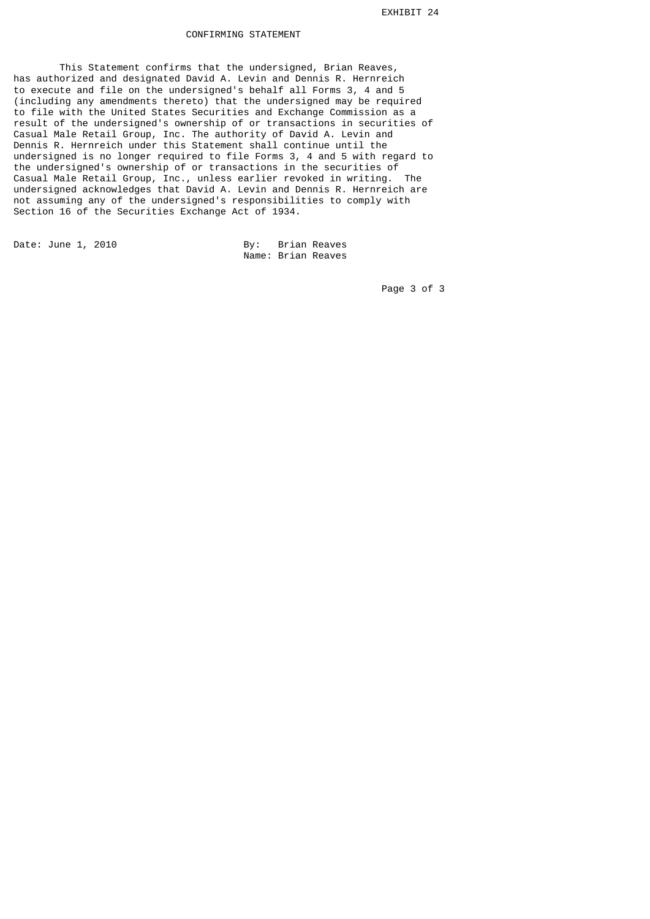EXHIBIT 24

# CONFIRMING STATEMENT

This Statement confirms that the undersigned, Brian Reaves, has authorized and designated David A. Levin and Dennis R. Hernreich to execute and file on the undersigned's behalf all Forms 3, 4 and 5 (including any amendments thereto) that the undersigned may be required to file with the United States Securities and Exchange Commission as a result of the undersigned's ownership of or transactions in securities of Casual Male Retail Group, Inc. The authority of David A. Levin and Dennis R. Hernreich under this Statement shall continue until the undersigned is no longer required to file Forms 3, 4 and 5 with regard to the undersigned's ownership of or transactions in the securities of Casual Male Retail Group, Inc., unless earlier revoked in writing. The undersigned acknowledges that David A. Levin and Dennis R. Hernreich are not assuming any of the undersigned's responsibilities to comply with Section 16 of the Securities Exchange Act of 1934.

Date: June 1, 2010

By: Brian Reaves
Name: Brian Reaves